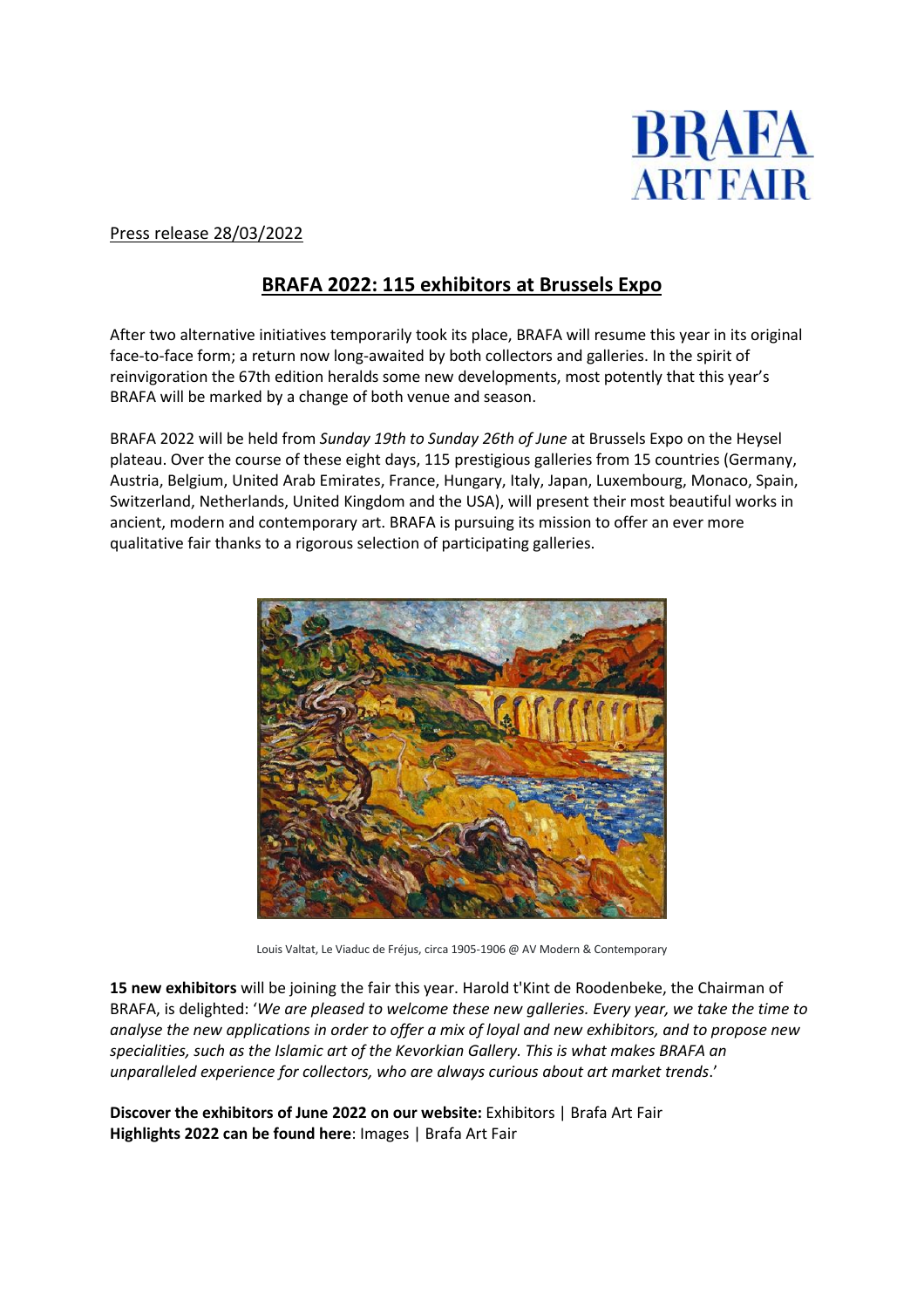Press release 28/03/2022

# BRAFA 2022: 115 exhibitors at Brussels Expo

After two alternative initiatives temporarily took its place, BRAFA will resume this year in its original face-to-face form; a return now long-awaited by both collectors and galleries. In the spirit of reinvigoration the 67th edition heralds some new developments, most potently that this year's BRAFA will be marked by a change of both venue and season.

BRAFA 2022 will be held from *Sunday 19th to Sunday 26th of June* at Brussels Expo on the Heysel plateau. Over the course of these eight days, 115 prestigious galleries from 15 countries (Germany, Austria, Belgium, United Arab Emirates, France, Hungary, Italy, Japan, Luxembourg, Monaco, Spain, Switzerland, Netherlands, United Kingdom and the USA), will present their most beautiful works in ancient, modern and contemporary art. BRAFA is pursuing its mission to offer an ever more qualitative fair thanks to a rigorous selection of participating galleries.

Louis Valtat, Le Viaduc de Fréjus, circa 1905-1906 @ AV Modern & Contemporary

**15 new exhibitors** will be joining the fair this year. Harold t'Kint de Roodenbeke, the Chairman of BRAFA, is delighted: '*We are pleased to welcome these new galleries. Every year, we take the time to analyse the new applications in order to offer a mix of loyal and new exhibitors, and to propose new specialities, such as the Islamic art of the Kevorkian Gallery. This is what makes BRAFA an unparalleled experience for collectors, who are always curious about art market trends*.'

**Discover the exhibitors of June 2022 on our website:** Exhibitors | Brafa Art Fair
**Highlights 2022 can be found here**: Images | Brafa Art Fair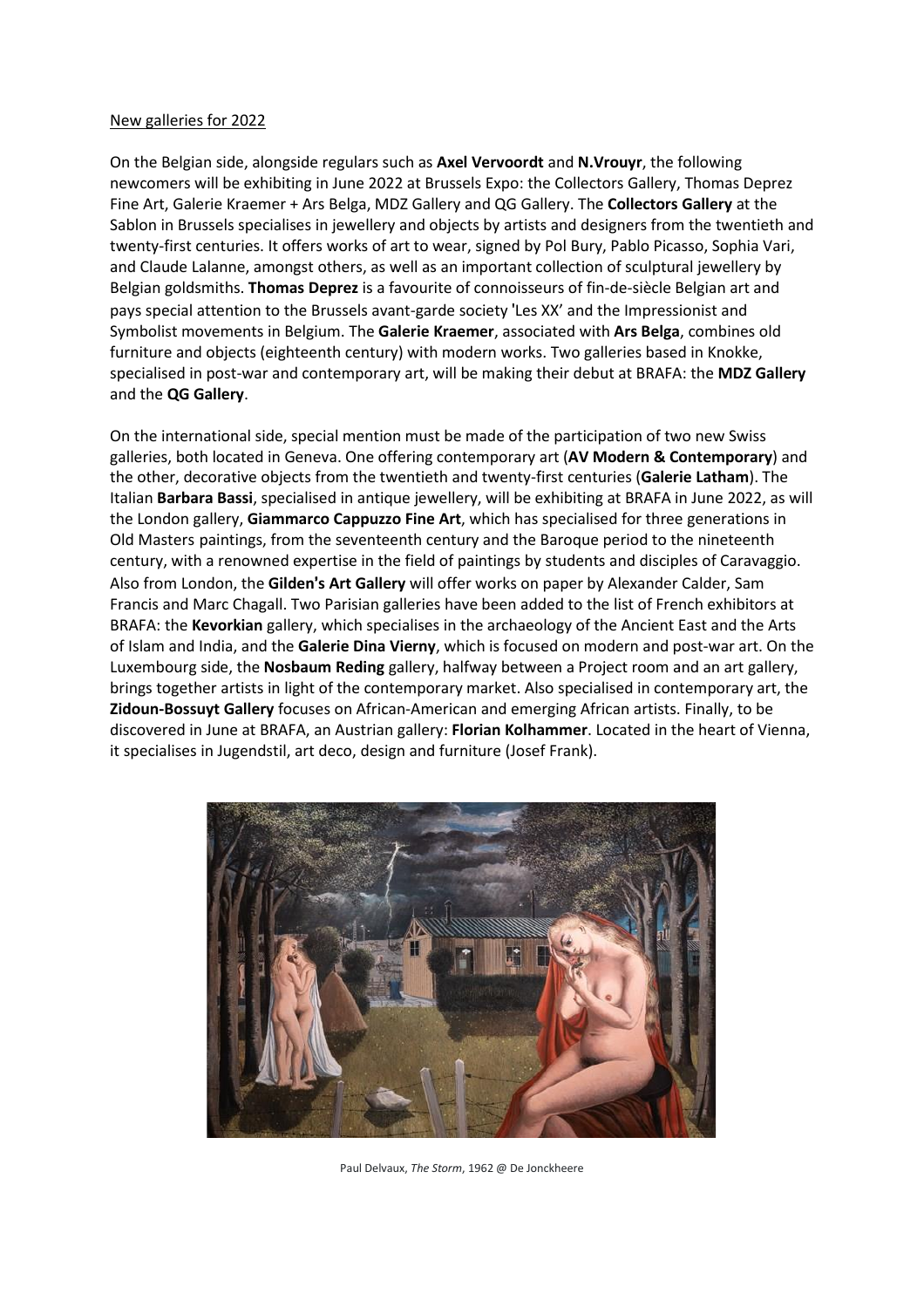New galleries for 2022

On the Belgian side, alongside regulars such as **Axel Vervoordt** and **N.Vrouyr**, the following newcomers will be exhibiting in June 2022 at Brussels Expo: the Collectors Gallery, Thomas Deprez Fine Art, Galerie Kraemer + Ars Belga, MDZ Gallery and QG Gallery. The **Collectors Gallery** at the Sablon in Brussels specialises in jewellery and objects by artists and designers from the twentieth and twenty-first centuries. It offers works of art to wear, signed by Pol Bury, Pablo Picasso, Sophia Vari, and Claude Lalanne, amongst others, as well as an important collection of sculptural jewellery by Belgian goldsmiths. **Thomas Deprez** is a favourite of connoisseurs of fin-de-siècle Belgian art and pays special attention to the Brussels avant-garde society 'Les XX' and the Impressionist and Symbolist movements in Belgium. The **Galerie Kraemer**, associated with **Ars Belga**, combines old furniture and objects (eighteenth century) with modern works. Two galleries based in Knokke, specialised in post-war and contemporary art, will be making their debut at BRAFA: the **MDZ Gallery** and the **QG Gallery**.

On the international side, special mention must be made of the participation of two new Swiss galleries, both located in Geneva. One offering contemporary art (**AV Modern & Contemporary**) and the other, decorative objects from the twentieth and twenty-first centuries (**Galerie Latham**). The Italian **Barbara Bassi**, specialised in antique jewellery, will be exhibiting at BRAFA in June 2022, as will the London gallery, **Giammarco Cappuzzo Fine Art**, which has specialised for three generations in Old Masters paintings, from the seventeenth century and the Baroque period to the nineteenth century, with a renowned expertise in the field of paintings by students and disciples of Caravaggio. Also from London, the **Gilden's Art Gallery** will offer works on paper by Alexander Calder, Sam Francis and Marc Chagall. Two Parisian galleries have been added to the list of French exhibitors at BRAFA: the **Kevorkian** gallery, which specialises in the archaeology of the Ancient East and the Arts of Islam and India, and the **Galerie Dina Vierny**, which is focused on modern and post-war art. On the Luxembourg side, the **Nosbaum Reding** gallery, halfway between a Project room and an art gallery, brings together artists in light of the contemporary market. Also specialised in contemporary art, the **Zidoun-Bossuyt Gallery** focuses on African-American and emerging African artists. Finally, to be discovered in June at BRAFA, an Austrian gallery: **Florian Kolhammer**. Located in the heart of Vienna, it specialises in Jugendstil, art deco, design and furniture (Josef Frank).

Paul Delvaux, *The Storm*, 1962 @ De Jonckheere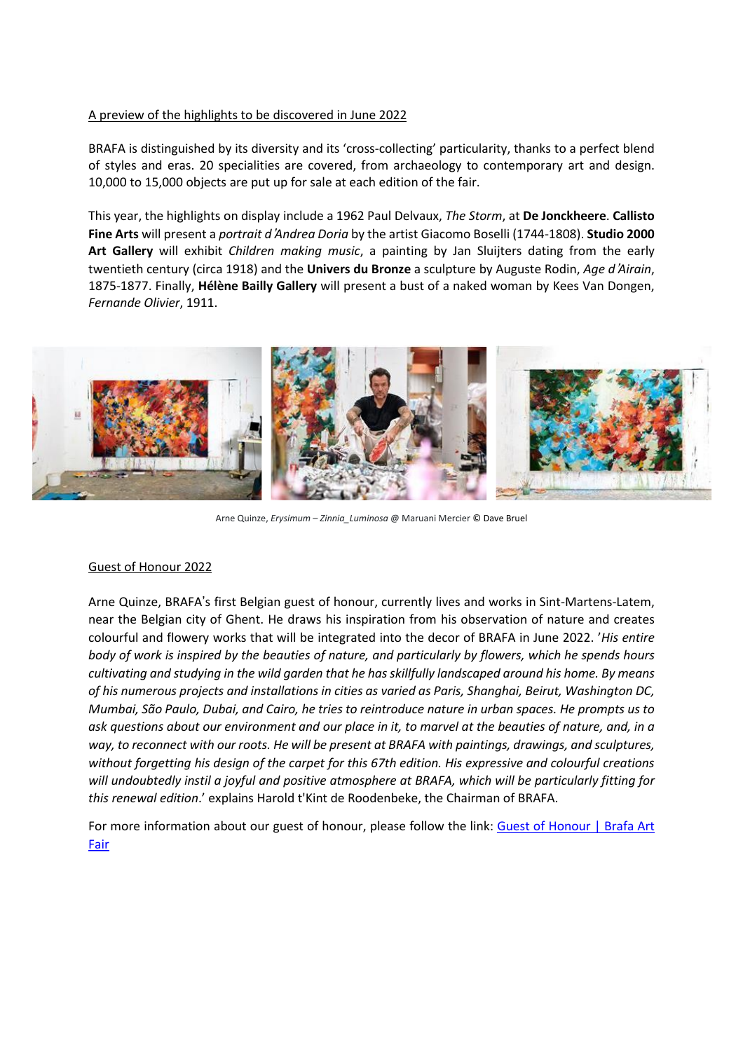A preview of the highlights to be discovered in June 2022

BRAFA is distinguished by its diversity and its 'cross-collecting' particularity, thanks to a perfect blend of styles and eras. 20 specialities are covered, from archaeology to contemporary art and design. 10,000 to 15,000 objects are put up for sale at each edition of the fair.

This year, the highlights on display include a 1962 Paul Delvaux, *The Storm*, at **De Jonckheere**. **Callisto Fine Arts** will present a *portrait d'Andrea Doria* by the artist Giacomo Boselli (1744-1808). **Studio 2000 Art Gallery** will exhibit *Children making music*, a painting by Jan Sluijters dating from the early twentieth century (circa 1918) and the **Univers du Bronze** a sculpture by Auguste Rodin, *Age d'Airain*, 1875-1877. Finally, **Hélène Bailly Gallery** will present a bust of a naked woman by Kees Van Dongen, *Fernande Olivier*, 1911.

Arne Quinze, *Erysimum – Zinnia_Luminosa* @ Maruani Mercier © Dave Bruel

Guest of Honour 2022

Arne Quinze, BRAFA's first Belgian guest of honour, currently lives and works in Sint-Martens-Latem, near the Belgian city of Ghent. He draws his inspiration from his observation of nature and creates colourful and flowery works that will be integrated into the decor of BRAFA in June 2022. '*His entire body of work is inspired by the beauties of nature, and particularly by flowers, which he spends hours cultivating and studying in the wild garden that he has skillfully landscaped around his home. By means of his numerous projects and installations in cities as varied as Paris, Shanghai, Beirut, Washington DC, Mumbai, São Paulo, Dubai, and Cairo, he tries to reintroduce nature in urban spaces. He prompts us to ask questions about our environment and our place in it, to marvel at the beauties of nature, and, in a way, to reconnect with our roots. He will be present at BRAFA with paintings, drawings, and sculptures, without forgetting his design of the carpet for this 67th edition. His expressive and colourful creations will undoubtedly instil a joyful and positive atmosphere at BRAFA, which will be particularly fitting for this renewal edition*.' explains Harold t'Kint de Roodenbeke, the Chairman of BRAFA.

For more information about our guest of honour, please follow the link: Guest of Honour | Brafa Art Fair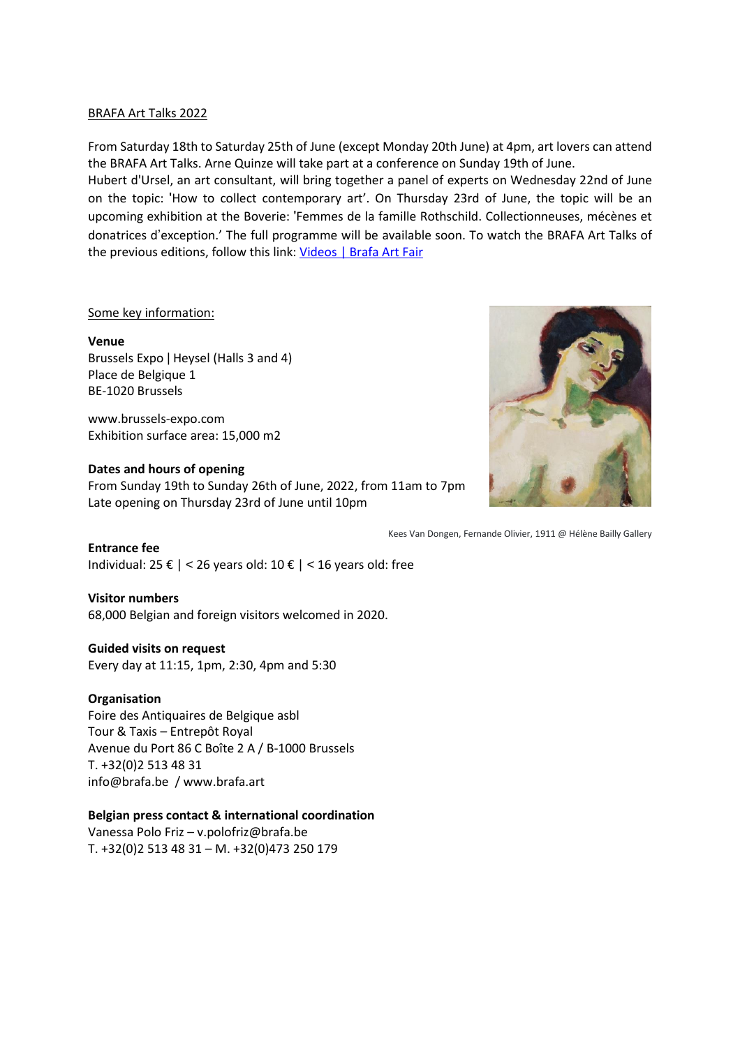BRAFA Art Talks 2022

From Saturday 18th to Saturday 25th of June (except Monday 20th June) at 4pm, art lovers can attend the BRAFA Art Talks. Arne Quinze will take part at a conference on Sunday 19th of June.
Hubert d'Ursel, an art consultant, will bring together a panel of experts on Wednesday 22nd of June on the topic: 'How to collect contemporary art'. On Thursday 23rd of June, the topic will be an upcoming exhibition at the Boverie: 'Femmes de la famille Rothschild. Collectionneuses, mécènes et donatrices d'exception.' The full programme will be available soon. To watch the BRAFA Art Talks of the previous editions, follow this link: [Videos | Brafa Art Fair]

Some key information:

**Venue**
Brussels Expo | Heysel (Halls 3 and 4)
Place de Belgique 1
BE-1020 Brussels

www.brussels-expo.com
Exhibition surface area: 15,000 m2

**Dates and hours of opening**
From Sunday 19th to Sunday 26th of June, 2022, from 11am to 7pm
Late opening on Thursday 23rd of June until 10pm

Kees Van Dongen, Fernande Olivier, 1911 @ Hélène Bailly Gallery

**Entrance fee**
Individual: 25 € | < 26 years old: 10 € | < 16 years old: free

**Visitor numbers**
68,000 Belgian and foreign visitors welcomed in 2020.

**Guided visits on request**
Every day at 11:15, 1pm, 2:30, 4pm and 5:30

**Organisation**
Foire des Antiquaires de Belgique asbl
Tour & Taxis – Entrepôt Royal
Avenue du Port 86 C Boîte 2 A / B-1000 Brussels
T. +32(0)2 513 48 31
info@brafa.be / www.brafa.art

**Belgian press contact & international coordination**
Vanessa Polo Friz – v.polofriz@brafa.be
T. +32(0)2 513 48 31 – M. +32(0)473 250 179